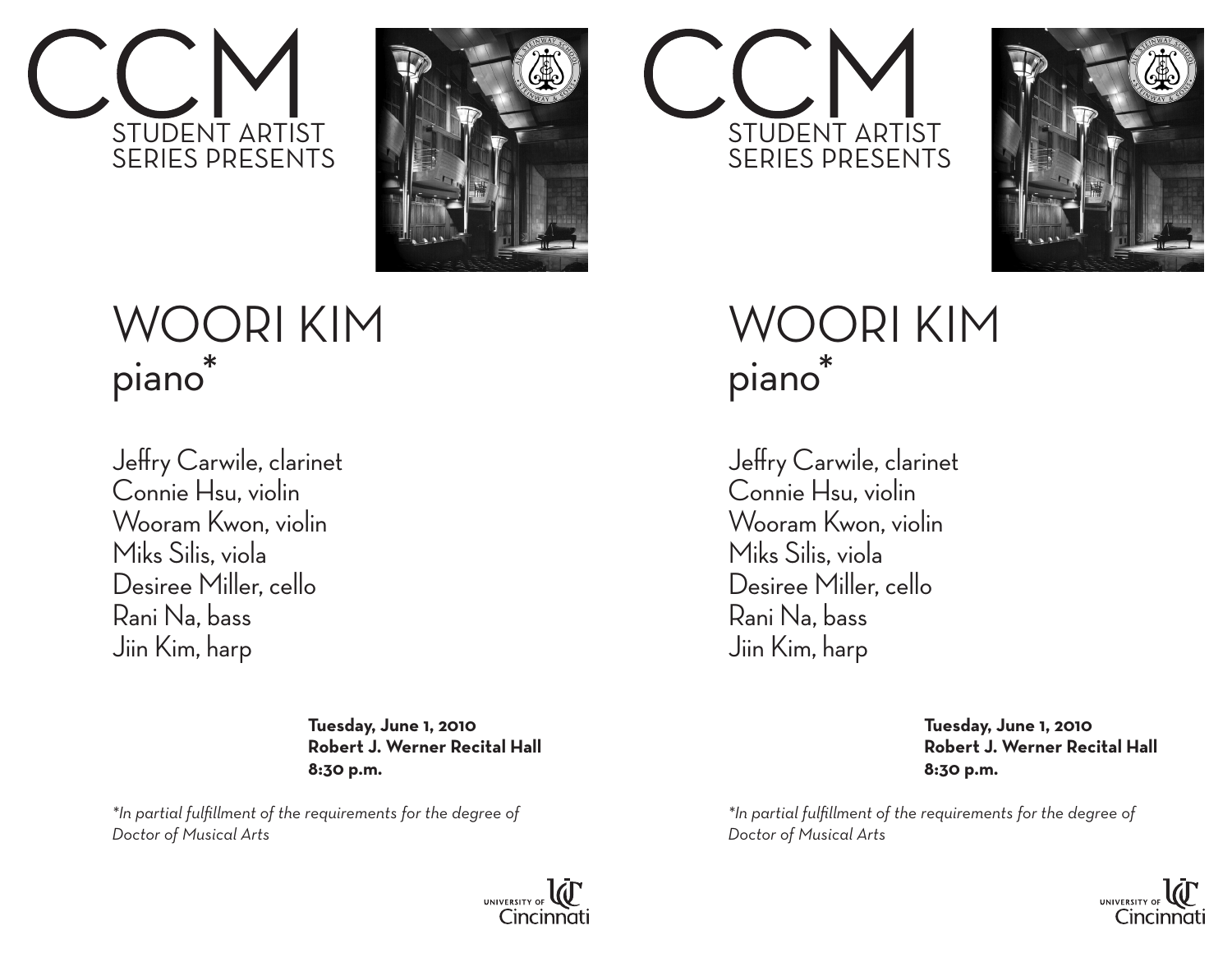# CCM
STUDENT ARTIST
SERIES PRESENTS

# WOORI KIM
## piano*

Jeffry Carwile, clarinet
Connie Hsu, violin
Wooram Kwon, violin
Miks Silis, viola
Desiree Miller, cello
Rani Na, bass
Jiin Kim, harp

**Tuesday, June 1, 2010**
**Robert J. Werner Recital Hall**
**8:30 p.m.**

*\*In partial fulfillment of the requirements for the degree of Doctor of Musical Arts*

UNIVERSITY OF Cincinnati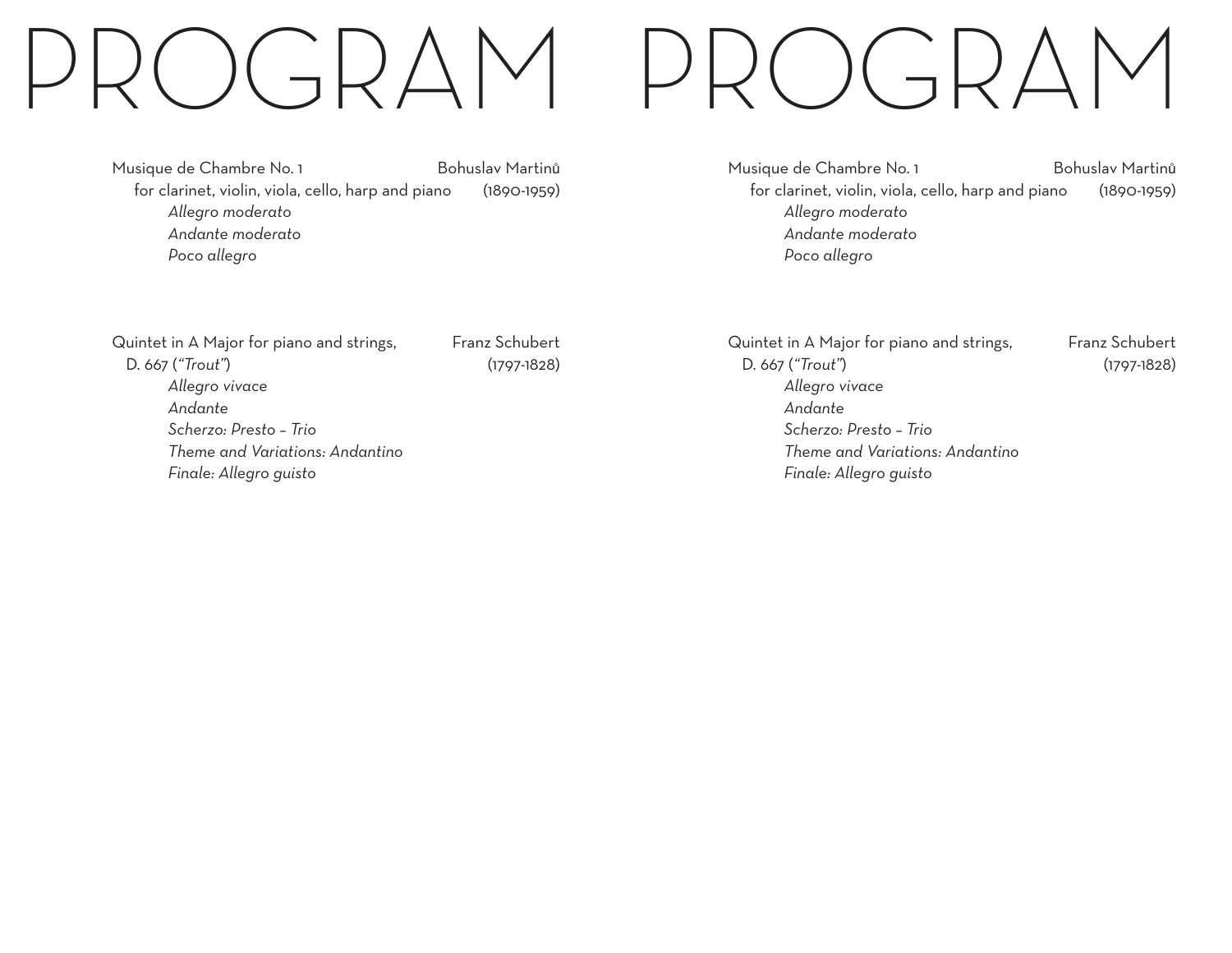# PROGRAM

Musique de Chambre No. 1 — Bohuslav Martinů
for clarinet, violin, viola, cello, harp and piano — (1890-1959)

*Allegro moderato*
*Andante moderato*
*Poco allegro*

Quintet in A Major for piano and strings, D. 667 (*“Trout”*) — Franz Schubert (1797-1828)

*Allegro vivace*
*Andante*
*Scherzo: Presto – Trio*
*Theme and Variations: Andantino*
*Finale: Allegro guisto*

# PROGRAM

Musique de Chambre No. 1 — Bohuslav Martinů
for clarinet, violin, viola, cello, harp and piano — (1890-1959)

*Allegro moderato*
*Andante moderato*
*Poco allegro*

Quintet in A Major for piano and strings, D. 667 (*“Trout”*) — Franz Schubert (1797-1828)

*Allegro vivace*
*Andante*
*Scherzo: Presto – Trio*
*Theme and Variations: Andantino*
*Finale: Allegro guisto*